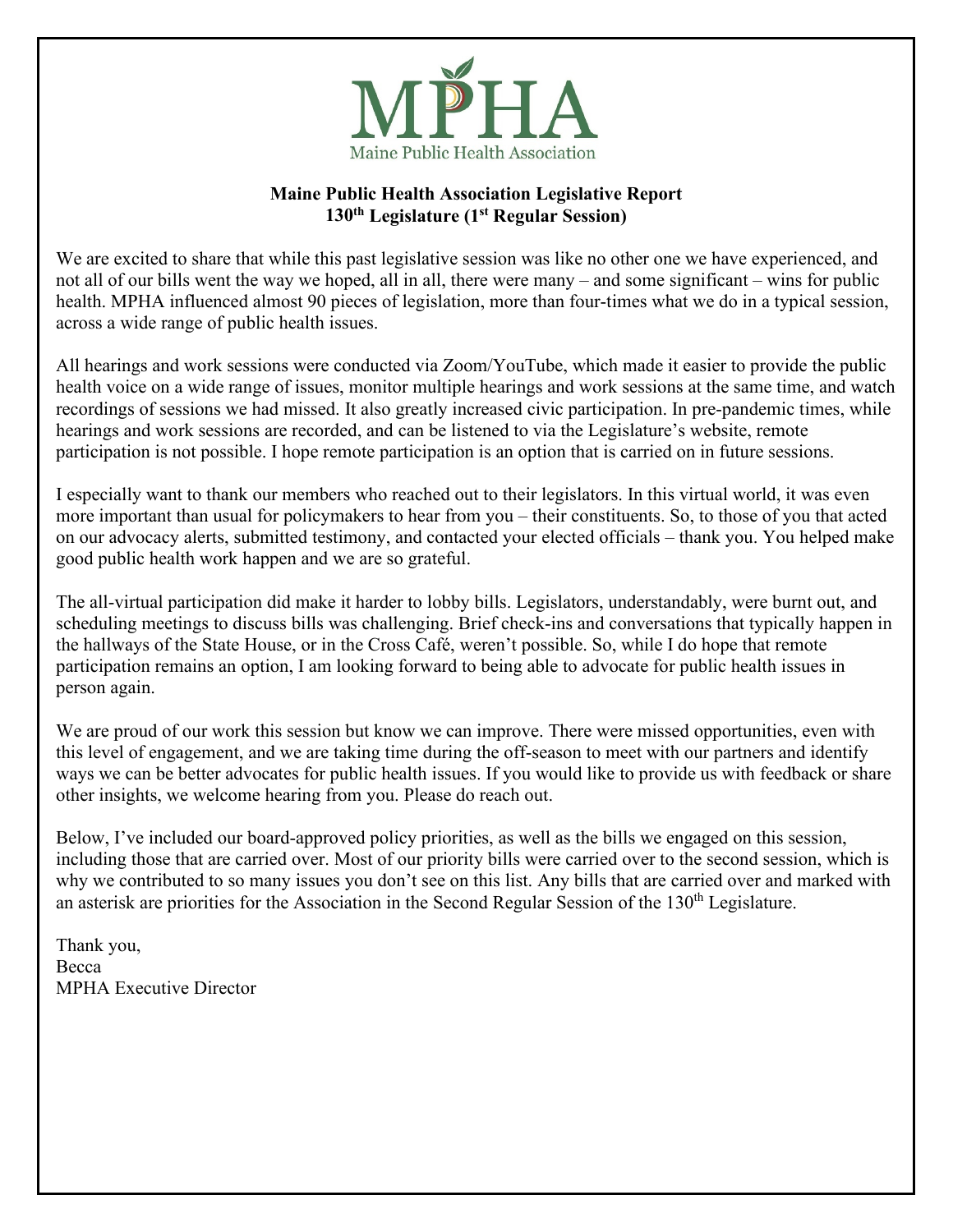MPHA

Maine Public Health Association

**Maine Public Health Association Legislative Report**
**130th Legislature (1st Regular Session)**

We are excited to share that while this past legislative session was like no other one we have experienced, and not all of our bills went the way we hoped, all in all, there were many – and some significant – wins for public health. MPHA influenced almost 90 pieces of legislation, more than four-times what we do in a typical session, across a wide range of public health issues.

All hearings and work sessions were conducted via Zoom/YouTube, which made it easier to provide the public health voice on a wide range of issues, monitor multiple hearings and work sessions at the same time, and watch recordings of sessions we had missed. It also greatly increased civic participation. In pre-pandemic times, while hearings and work sessions are recorded, and can be listened to via the Legislature's website, remote participation is not possible. I hope remote participation is an option that is carried on in future sessions.

I especially want to thank our members who reached out to their legislators. In this virtual world, it was even more important than usual for policymakers to hear from you – their constituents. So, to those of you that acted on our advocacy alerts, submitted testimony, and contacted your elected officials – thank you. You helped make good public health work happen and we are so grateful.

The all-virtual participation did make it harder to lobby bills. Legislators, understandably, were burnt out, and scheduling meetings to discuss bills was challenging. Brief check-ins and conversations that typically happen in the hallways of the State House, or in the Cross Café, weren't possible. So, while I do hope that remote participation remains an option, I am looking forward to being able to advocate for public health issues in person again.

We are proud of our work this session but know we can improve. There were missed opportunities, even with this level of engagement, and we are taking time during the off-season to meet with our partners and identify ways we can be better advocates for public health issues. If you would like to provide us with feedback or share other insights, we welcome hearing from you. Please do reach out.

Below, I've included our board-approved policy priorities, as well as the bills we engaged on this session, including those that are carried over. Most of our priority bills were carried over to the second session, which is why we contributed to so many issues you don't see on this list. Any bills that are carried over and marked with an asterisk are priorities for the Association in the Second Regular Session of the 130th Legislature.

Thank you,
Becca
MPHA Executive Director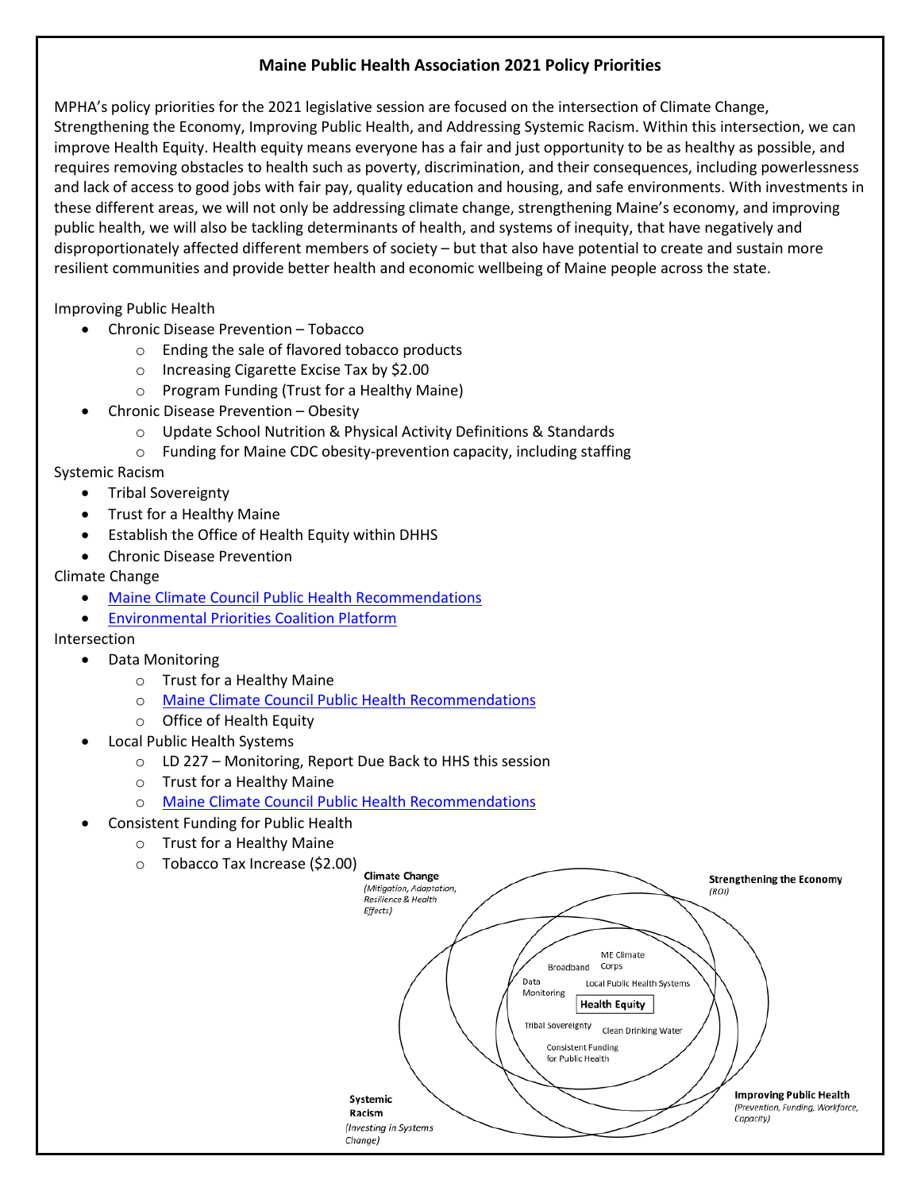# Maine Public Health Association 2021 Policy Priorities

MPHA's policy priorities for the 2021 legislative session are focused on the intersection of Climate Change, Strengthening the Economy, Improving Public Health, and Addressing Systemic Racism. Within this intersection, we can improve Health Equity. Health equity means everyone has a fair and just opportunity to be as healthy as possible, and requires removing obstacles to health such as poverty, discrimination, and their consequences, including powerlessness and lack of access to good jobs with fair pay, quality education and housing, and safe environments. With investments in these different areas, we will not only be addressing climate change, strengthening Maine's economy, and improving public health, we will also be tackling determinants of health, and systems of inequity, that have negatively and disproportionately affected different members of society – but that also have potential to create and sustain more resilient communities and provide better health and economic wellbeing of Maine people across the state.

Improving Public Health

- Chronic Disease Prevention – Tobacco
  - Ending the sale of flavored tobacco products
  - Increasing Cigarette Excise Tax by $2.00
  - Program Funding (Trust for a Healthy Maine)
- Chronic Disease Prevention – Obesity
  - Update School Nutrition & Physical Activity Definitions & Standards
  - Funding for Maine CDC obesity-prevention capacity, including staffing

Systemic Racism

- Tribal Sovereignty
- Trust for a Healthy Maine
- Establish the Office of Health Equity within DHHS
- Chronic Disease Prevention

Climate Change

- Maine Climate Council Public Health Recommendations
- Environmental Priorities Coalition Platform

Intersection

- Data Monitoring
  - Trust for a Healthy Maine
  - Maine Climate Council Public Health Recommendations
  - Office of Health Equity
- Local Public Health Systems
  - LD 227 – Monitoring, Report Due Back to HHS this session
  - Trust for a Healthy Maine
  - Maine Climate Council Public Health Recommendations
- Consistent Funding for Public Health
  - Trust for a Healthy Maine
  - Tobacco Tax Increase ($2.00)

**Climate Change** *(Mitigation, Adaptation, Resilience & Health Effects)*

**Strengthening the Economy** *(ROI)*

**Systemic Racism** *(Investing in Systems Change)*

**Improving Public Health** *(Prevention, Funding, Workforce, Capacity)*

Broadband, ME Climate Corps, Data Monitoring, Local Public Health Systems, **Health Equity**, Tribal Sovereignty, Clean Drinking Water, Consistent Funding for Public Health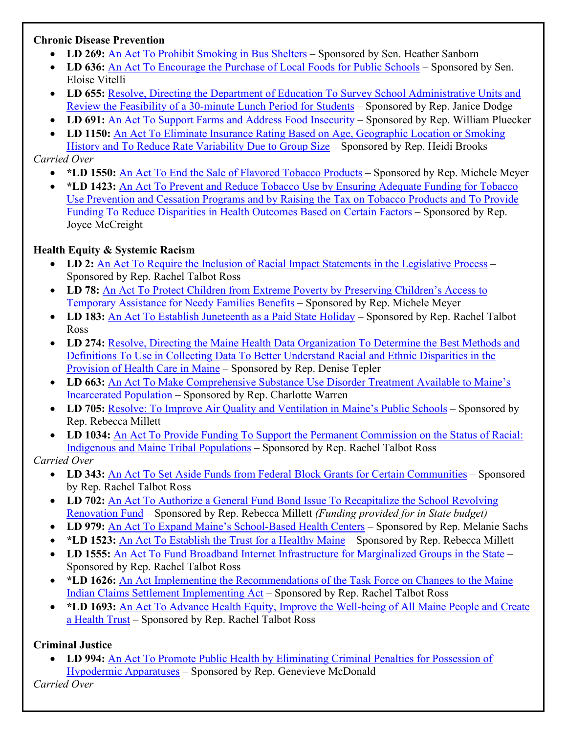**Chronic Disease Prevention**

- **LD 269:** An Act To Prohibit Smoking in Bus Shelters – Sponsored by Sen. Heather Sanborn
- **LD 636:** An Act To Encourage the Purchase of Local Foods for Public Schools – Sponsored by Sen. Eloise Vitelli
- **LD 655:** Resolve, Directing the Department of Education To Survey School Administrative Units and Review the Feasibility of a 30-minute Lunch Period for Students – Sponsored by Rep. Janice Dodge
- **LD 691:** An Act To Support Farms and Address Food Insecurity – Sponsored by Rep. William Pluecker
- **LD 1150:** An Act To Eliminate Insurance Rating Based on Age, Geographic Location or Smoking History and To Reduce Rate Variability Due to Group Size – Sponsored by Rep. Heidi Brooks

*Carried Over*

- ***LD 1550:** An Act To End the Sale of Flavored Tobacco Products – Sponsored by Rep. Michele Meyer
- ***LD 1423:** An Act To Prevent and Reduce Tobacco Use by Ensuring Adequate Funding for Tobacco Use Prevention and Cessation Programs and by Raising the Tax on Tobacco Products and To Provide Funding To Reduce Disparities in Health Outcomes Based on Certain Factors – Sponsored by Rep. Joyce McCreight

**Health Equity & Systemic Racism**

- **LD 2:** An Act To Require the Inclusion of Racial Impact Statements in the Legislative Process – Sponsored by Rep. Rachel Talbot Ross
- **LD 78:** An Act To Protect Children from Extreme Poverty by Preserving Children's Access to Temporary Assistance for Needy Families Benefits – Sponsored by Rep. Michele Meyer
- **LD 183:** An Act To Establish Juneteenth as a Paid State Holiday – Sponsored by Rep. Rachel Talbot Ross
- **LD 274:** Resolve, Directing the Maine Health Data Organization To Determine the Best Methods and Definitions To Use in Collecting Data To Better Understand Racial and Ethnic Disparities in the Provision of Health Care in Maine – Sponsored by Rep. Denise Tepler
- **LD 663:** An Act To Make Comprehensive Substance Use Disorder Treatment Available to Maine's Incarcerated Population – Sponsored by Rep. Charlotte Warren
- **LD 705:** Resolve: To Improve Air Quality and Ventilation in Maine's Public Schools – Sponsored by Rep. Rebecca Millett
- **LD 1034:** An Act To Provide Funding To Support the Permanent Commission on the Status of Racial: Indigenous and Maine Tribal Populations – Sponsored by Rep. Rachel Talbot Ross

*Carried Over*

- **LD 343:** An Act To Set Aside Funds from Federal Block Grants for Certain Communities – Sponsored by Rep. Rachel Talbot Ross
- **LD 702:** An Act To Authorize a General Fund Bond Issue To Recapitalize the School Revolving Renovation Fund – Sponsored by Rep. Rebecca Millett *(Funding provided for in State budget)*
- **LD 979:** An Act To Expand Maine's School-Based Health Centers – Sponsored by Rep. Melanie Sachs
- ***LD 1523:** An Act To Establish the Trust for a Healthy Maine – Sponsored by Rep. Rebecca Millett
- **LD 1555:** An Act To Fund Broadband Internet Infrastructure for Marginalized Groups in the State – Sponsored by Rep. Rachel Talbot Ross
- ***LD 1626:** An Act Implementing the Recommendations of the Task Force on Changes to the Maine Indian Claims Settlement Implementing Act – Sponsored by Rep. Rachel Talbot Ross
- ***LD 1693:** An Act To Advance Health Equity, Improve the Well-being of All Maine People and Create a Health Trust – Sponsored by Rep. Rachel Talbot Ross

**Criminal Justice**

- **LD 994:** An Act To Promote Public Health by Eliminating Criminal Penalties for Possession of Hypodermic Apparatuses – Sponsored by Rep. Genevieve McDonald

*Carried Over*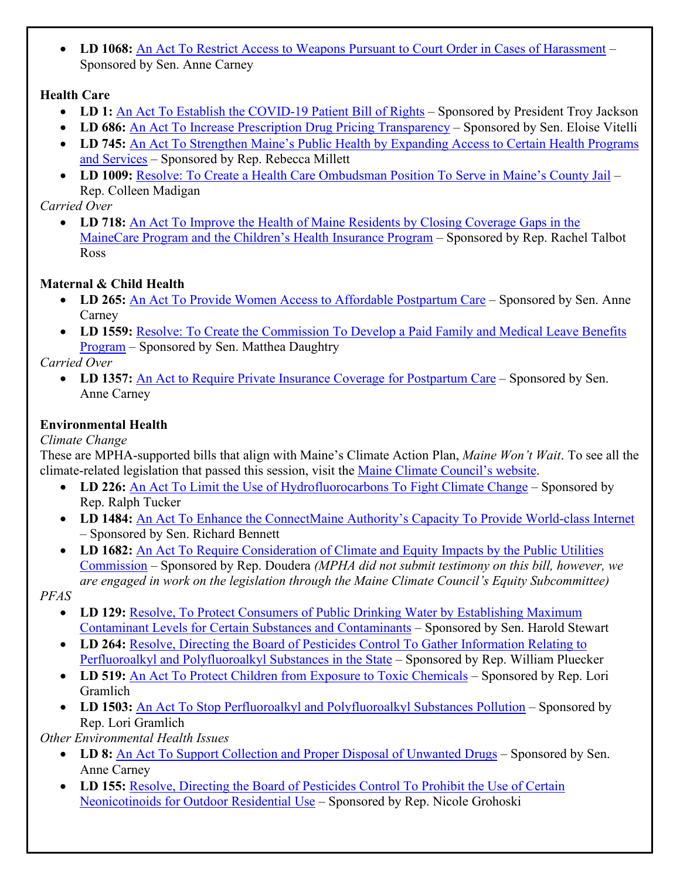- **LD 1068:** An Act To Restrict Access to Weapons Pursuant to Court Order in Cases of Harassment – Sponsored by Sen. Anne Carney

**Health Care**

- **LD 1:** An Act To Establish the COVID-19 Patient Bill of Rights – Sponsored by President Troy Jackson
- **LD 686:** An Act To Increase Prescription Drug Pricing Transparency – Sponsored by Sen. Eloise Vitelli
- **LD 745:** An Act To Strengthen Maine's Public Health by Expanding Access to Certain Health Programs and Services – Sponsored by Rep. Rebecca Millett
- **LD 1009:** Resolve: To Create a Health Care Ombudsman Position To Serve in Maine's County Jail – Rep. Colleen Madigan

*Carried Over*

- **LD 718:** An Act To Improve the Health of Maine Residents by Closing Coverage Gaps in the MaineCare Program and the Children's Health Insurance Program – Sponsored by Rep. Rachel Talbot Ross

**Maternal & Child Health**

- **LD 265:** An Act To Provide Women Access to Affordable Postpartum Care – Sponsored by Sen. Anne Carney
- **LD 1559:** Resolve: To Create the Commission To Develop a Paid Family and Medical Leave Benefits Program – Sponsored by Sen. Matthea Daughtry

*Carried Over*

- **LD 1357:** An Act to Require Private Insurance Coverage for Postpartum Care – Sponsored by Sen. Anne Carney

**Environmental Health**

*Climate Change*

These are MPHA-supported bills that align with Maine's Climate Action Plan, *Maine Won't Wait*. To see all the climate-related legislation that passed this session, visit the Maine Climate Council's website.

- **LD 226:** An Act To Limit the Use of Hydrofluorocarbons To Fight Climate Change – Sponsored by Rep. Ralph Tucker
- **LD 1484:** An Act To Enhance the ConnectMaine Authority's Capacity To Provide World-class Internet – Sponsored by Sen. Richard Bennett
- **LD 1682:** An Act To Require Consideration of Climate and Equity Impacts by the Public Utilities Commission – Sponsored by Rep. Doudera *(MPHA did not submit testimony on this bill, however, we are engaged in work on the legislation through the Maine Climate Council's Equity Subcommittee)*

*PFAS*

- **LD 129:** Resolve, To Protect Consumers of Public Drinking Water by Establishing Maximum Contaminant Levels for Certain Substances and Contaminants – Sponsored by Sen. Harold Stewart
- **LD 264:** Resolve, Directing the Board of Pesticides Control To Gather Information Relating to Perfluoroalkyl and Polyfluoroalkyl Substances in the State – Sponsored by Rep. William Pluecker
- **LD 519:** An Act To Protect Children from Exposure to Toxic Chemicals – Sponsored by Rep. Lori Gramlich
- **LD 1503:** An Act To Stop Perfluoroalkyl and Polyfluoroalkyl Substances Pollution – Sponsored by Rep. Lori Gramlich

*Other Environmental Health Issues*

- **LD 8:** An Act To Support Collection and Proper Disposal of Unwanted Drugs – Sponsored by Sen. Anne Carney
- **LD 155:** Resolve, Directing the Board of Pesticides Control To Prohibit the Use of Certain Neonicotinoids for Outdoor Residential Use – Sponsored by Rep. Nicole Grohoski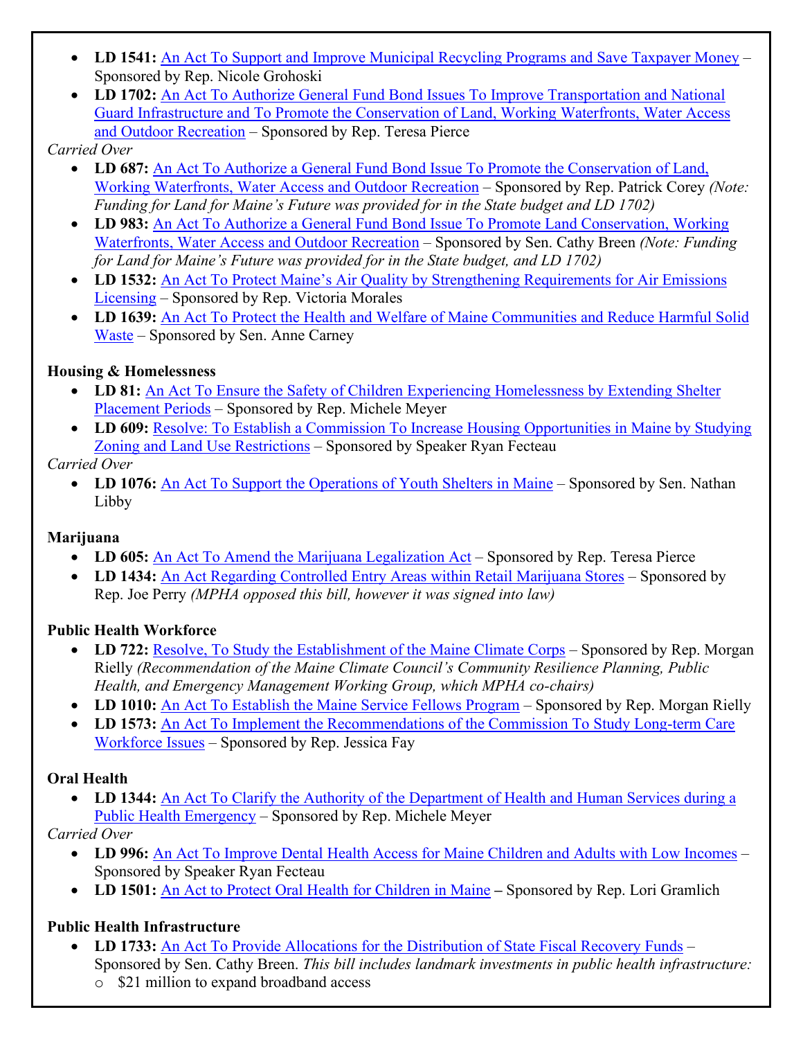- **LD 1541:** An Act To Support and Improve Municipal Recycling Programs and Save Taxpayer Money – Sponsored by Rep. Nicole Grohoski
- **LD 1702:** An Act To Authorize General Fund Bond Issues To Improve Transportation and National Guard Infrastructure and To Promote the Conservation of Land, Working Waterfronts, Water Access and Outdoor Recreation – Sponsored by Rep. Teresa Pierce

*Carried Over*

- **LD 687:** An Act To Authorize a General Fund Bond Issue To Promote the Conservation of Land, Working Waterfronts, Water Access and Outdoor Recreation – Sponsored by Rep. Patrick Corey *(Note: Funding for Land for Maine's Future was provided for in the State budget and LD 1702)*
- **LD 983:** An Act To Authorize a General Fund Bond Issue To Promote Land Conservation, Working Waterfronts, Water Access and Outdoor Recreation – Sponsored by Sen. Cathy Breen *(Note: Funding for Land for Maine's Future was provided for in the State budget, and LD 1702)*
- **LD 1532:** An Act To Protect Maine's Air Quality by Strengthening Requirements for Air Emissions Licensing – Sponsored by Rep. Victoria Morales
- **LD 1639:** An Act To Protect the Health and Welfare of Maine Communities and Reduce Harmful Solid Waste – Sponsored by Sen. Anne Carney

**Housing & Homelessness**

- **LD 81:** An Act To Ensure the Safety of Children Experiencing Homelessness by Extending Shelter Placement Periods – Sponsored by Rep. Michele Meyer
- **LD 609:** Resolve: To Establish a Commission To Increase Housing Opportunities in Maine by Studying Zoning and Land Use Restrictions – Sponsored by Speaker Ryan Fecteau

*Carried Over*

- **LD 1076:** An Act To Support the Operations of Youth Shelters in Maine – Sponsored by Sen. Nathan Libby

**Marijuana**

- **LD 605:** An Act To Amend the Marijuana Legalization Act – Sponsored by Rep. Teresa Pierce
- **LD 1434:** An Act Regarding Controlled Entry Areas within Retail Marijuana Stores – Sponsored by Rep. Joe Perry *(MPHA opposed this bill, however it was signed into law)*

**Public Health Workforce**

- **LD 722:** Resolve, To Study the Establishment of the Maine Climate Corps – Sponsored by Rep. Morgan Rielly *(Recommendation of the Maine Climate Council's Community Resilience Planning, Public Health, and Emergency Management Working Group, which MPHA co-chairs)*
- **LD 1010:** An Act To Establish the Maine Service Fellows Program – Sponsored by Rep. Morgan Rielly
- **LD 1573:** An Act To Implement the Recommendations of the Commission To Study Long-term Care Workforce Issues – Sponsored by Rep. Jessica Fay

**Oral Health**

- **LD 1344:** An Act To Clarify the Authority of the Department of Health and Human Services during a Public Health Emergency – Sponsored by Rep. Michele Meyer

*Carried Over*

- **LD 996:** An Act To Improve Dental Health Access for Maine Children and Adults with Low Incomes – Sponsored by Speaker Ryan Fecteau
- **LD 1501:** An Act to Protect Oral Health for Children in Maine **–** Sponsored by Rep. Lori Gramlich

**Public Health Infrastructure**

- **LD 1733:** An Act To Provide Allocations for the Distribution of State Fiscal Recovery Funds – Sponsored by Sen. Cathy Breen. *This bill includes landmark investments in public health infrastructure:*
  - $21 million to expand broadband access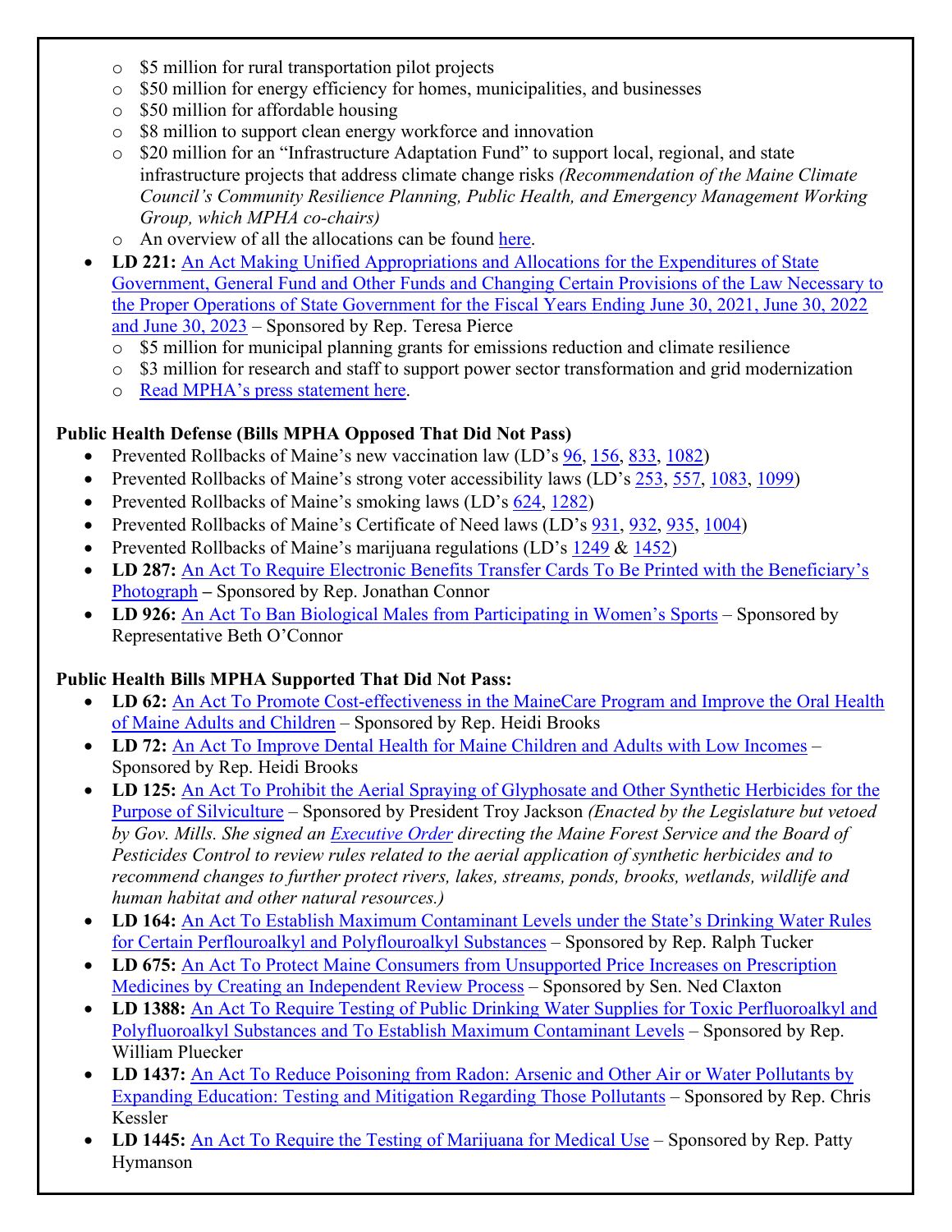- $5 million for rural transportation pilot projects
  - $50 million for energy efficiency for homes, municipalities, and businesses
  - $50 million for affordable housing
  - $8 million to support clean energy workforce and innovation
  - $20 million for an "Infrastructure Adaptation Fund" to support local, regional, and state infrastructure projects that address climate change risks *(Recommendation of the Maine Climate Council's Community Resilience Planning, Public Health, and Emergency Management Working Group, which MPHA co-chairs)*
  - An overview of all the allocations can be found here.
- **LD 221:** An Act Making Unified Appropriations and Allocations for the Expenditures of State Government, General Fund and Other Funds and Changing Certain Provisions of the Law Necessary to the Proper Operations of State Government for the Fiscal Years Ending June 30, 2021, June 30, 2022 and June 30, 2023 – Sponsored by Rep. Teresa Pierce
  - $5 million for municipal planning grants for emissions reduction and climate resilience
  - $3 million for research and staff to support power sector transformation and grid modernization
  - Read MPHA's press statement here.

**Public Health Defense (Bills MPHA Opposed That Did Not Pass)**

- Prevented Rollbacks of Maine's new vaccination law (LD's 96, 156, 833, 1082)
- Prevented Rollbacks of Maine's strong voter accessibility laws (LD's 253, 557, 1083, 1099)
- Prevented Rollbacks of Maine's smoking laws (LD's 624, 1282)
- Prevented Rollbacks of Maine's Certificate of Need laws (LD's 931, 932, 935, 1004)
- Prevented Rollbacks of Maine's marijuana regulations (LD's 1249 & 1452)
- **LD 287:** An Act To Require Electronic Benefits Transfer Cards To Be Printed with the Beneficiary's Photograph **–** Sponsored by Rep. Jonathan Connor
- **LD 926:** An Act To Ban Biological Males from Participating in Women's Sports – Sponsored by Representative Beth O'Connor

**Public Health Bills MPHA Supported That Did Not Pass:**

- **LD 62:** An Act To Promote Cost-effectiveness in the MaineCare Program and Improve the Oral Health of Maine Adults and Children – Sponsored by Rep. Heidi Brooks
- **LD 72:** An Act To Improve Dental Health for Maine Children and Adults with Low Incomes – Sponsored by Rep. Heidi Brooks
- **LD 125:** An Act To Prohibit the Aerial Spraying of Glyphosate and Other Synthetic Herbicides for the Purpose of Silviculture – Sponsored by President Troy Jackson *(Enacted by the Legislature but vetoed by Gov. Mills. She signed an Executive Order directing the Maine Forest Service and the Board of Pesticides Control to review rules related to the aerial application of synthetic herbicides and to recommend changes to further protect rivers, lakes, streams, ponds, brooks, wetlands, wildlife and human habitat and other natural resources.)*
- **LD 164:** An Act To Establish Maximum Contaminant Levels under the State's Drinking Water Rules for Certain Perflouroalkyl and Polyflouroalkyl Substances – Sponsored by Rep. Ralph Tucker
- **LD 675:** An Act To Protect Maine Consumers from Unsupported Price Increases on Prescription Medicines by Creating an Independent Review Process – Sponsored by Sen. Ned Claxton
- **LD 1388:** An Act To Require Testing of Public Drinking Water Supplies for Toxic Perfluoroalkyl and Polyfluoroalkyl Substances and To Establish Maximum Contaminant Levels – Sponsored by Rep. William Pluecker
- **LD 1437:** An Act To Reduce Poisoning from Radon: Arsenic and Other Air or Water Pollutants by Expanding Education: Testing and Mitigation Regarding Those Pollutants – Sponsored by Rep. Chris Kessler
- **LD 1445:** An Act To Require the Testing of Marijuana for Medical Use – Sponsored by Rep. Patty Hymanson